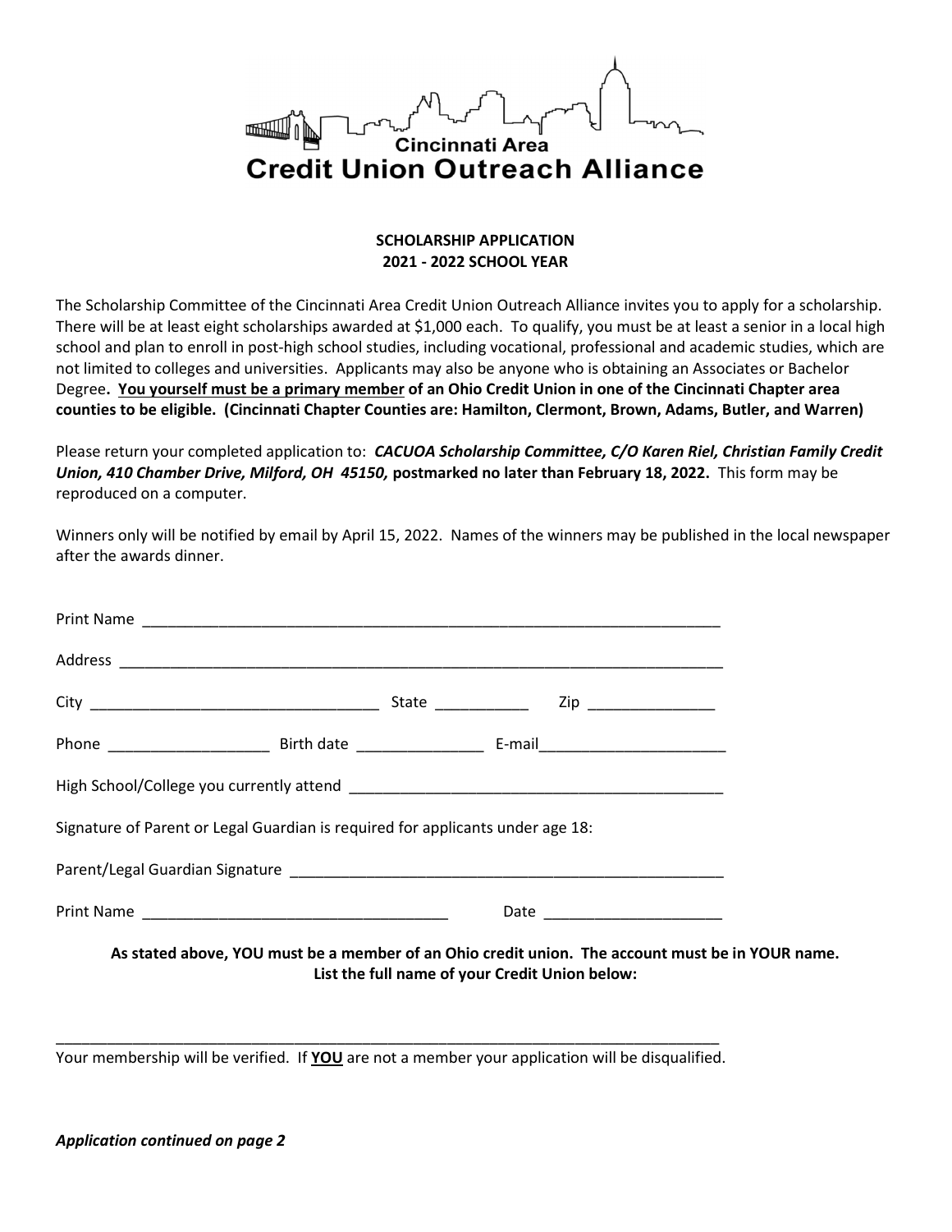Cincinnati Area
**Credit Union Outreach Alliance**

**SCHOLARSHIP APPLICATION**
**2021 - 2022 SCHOOL YEAR**

The Scholarship Committee of the Cincinnati Area Credit Union Outreach Alliance invites you to apply for a scholarship. There will be at least eight scholarships awarded at $1,000 each. To qualify, you must be at least a senior in a local high school and plan to enroll in post-high school studies, including vocational, professional and academic studies, which are not limited to colleges and universities. Applicants may also be anyone who is obtaining an Associates or Bachelor Degree**. <u>You yourself must be a primary member</u> of an Ohio Credit Union in one of the Cincinnati Chapter area counties to be eligible. (Cincinnati Chapter Counties are: Hamilton, Clermont, Brown, Adams, Butler, and Warren)**

Please return your completed application to: ***CACUOA Scholarship Committee, C/O Karen Riel, Christian Family Credit Union, 410 Chamber Drive, Milford, OH 45150,*** **postmarked no later than February 18, 2022.** This form may be reproduced on a computer.

Winners only will be notified by email by April 15, 2022. Names of the winners may be published in the local newspaper after the awards dinner.

Print Name ______________________________________________________________________

Address _________________________________________________________________________

City ___________________________________ State ___________ Zip _______________

Phone ___________________ Birth date _______________ E-mail______________________

High School/College you currently attend ____________________________________________

Signature of Parent or Legal Guardian is required for applicants under age 18:

Parent/Legal Guardian Signature ____________________________________________________

Print Name ____________________________________ Date _____________________

**As stated above, YOU must be a member of an Ohio credit union. The account must be in YOUR name. List the full name of your Credit Union below:**

_________________________________________________________________________________

Your membership will be verified. If **<u>YOU</u>** are not a member your application will be disqualified.

***Application continued on page 2***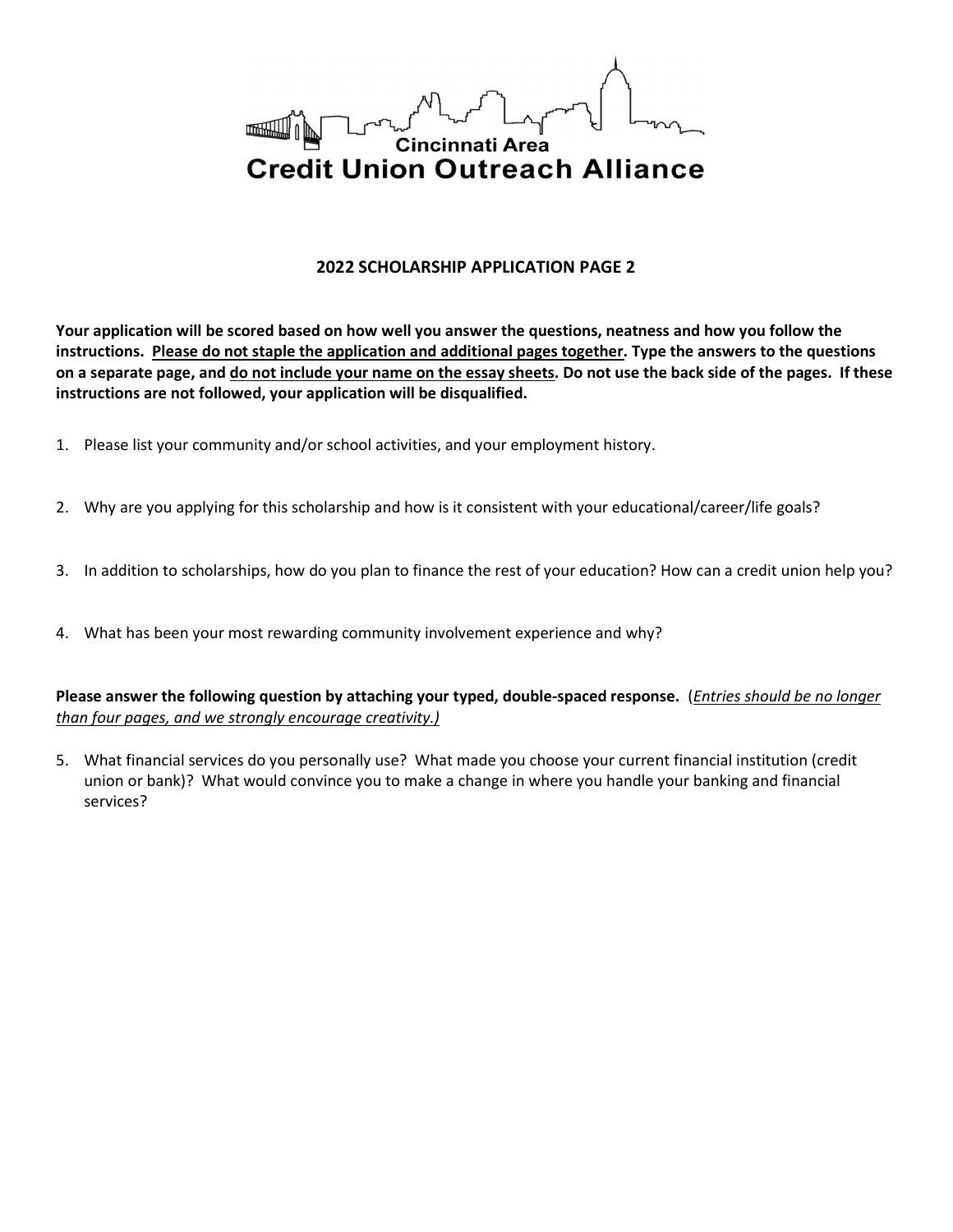Cincinnati Area
# Credit Union Outreach Alliance

## 2022 SCHOLARSHIP APPLICATION PAGE 2

**Your application will be scored based on how well you answer the questions, neatness and how you follow the instructions. <u>Please do not staple the application and additional pages together</u>. Type the answers to the questions on a separate page, and <u>do not include your name on the essay sheets</u>. Do not use the back side of the pages. If these instructions are not followed, your application will be disqualified.**

1. Please list your community and/or school activities, and your employment history.

2. Why are you applying for this scholarship and how is it consistent with your educational/career/life goals?

3. In addition to scholarships, how do you plan to finance the rest of your education? How can a credit union help you?

4. What has been your most rewarding community involvement experience and why?

**Please answer the following question by attaching your typed, double-spaced response.** (*<u>Entries should be no longer than four pages, and we strongly encourage creativity.)</u>*

5. What financial services do you personally use? What made you choose your current financial institution (credit union or bank)? What would convince you to make a change in where you handle your banking and financial services?